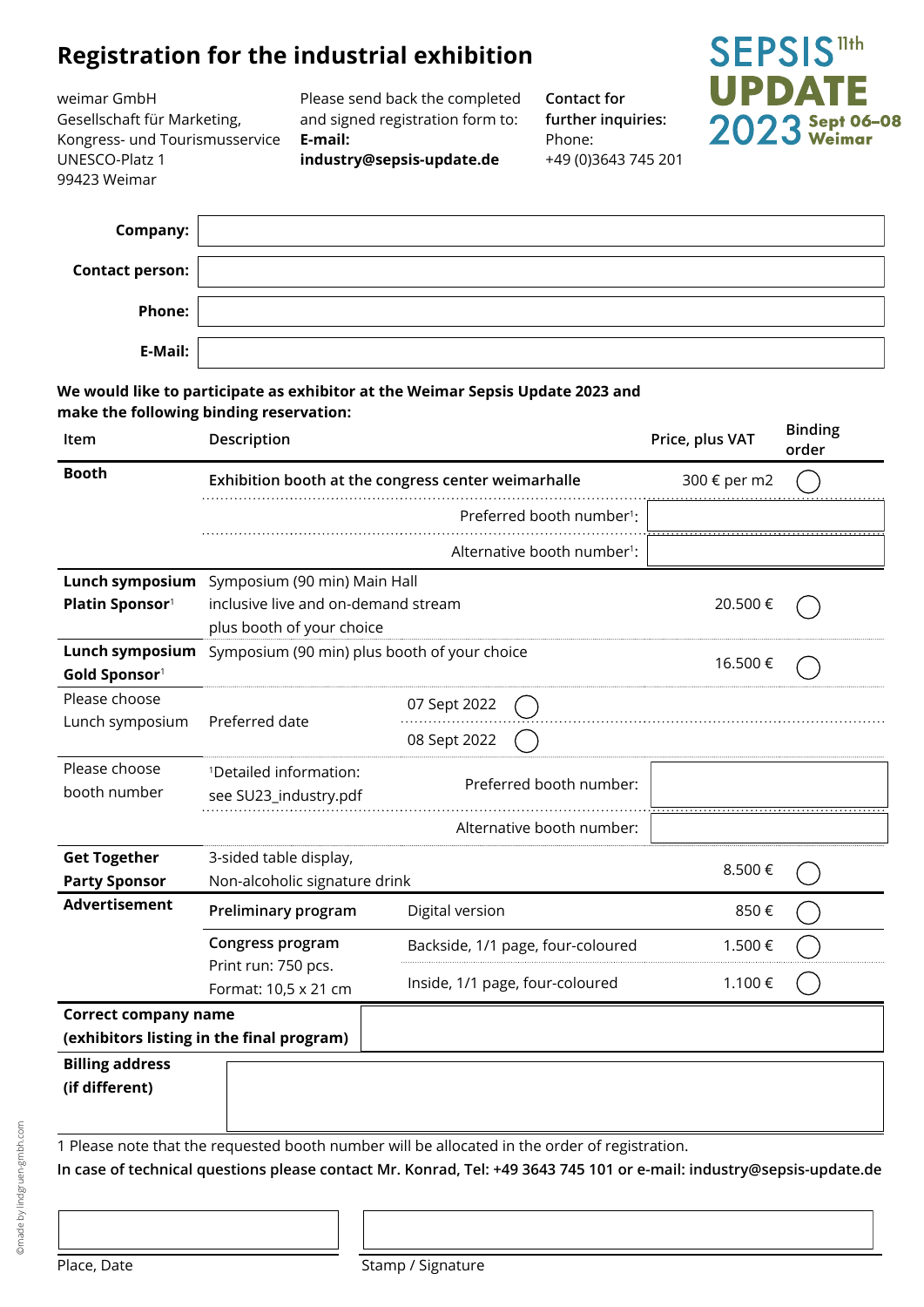# Registration for the industrial exhibition

**SEPSIS 11th UPDATE 2023** Sept 06–08 Weimar

weimar GmbH
Gesellschaft für Marketing,
Kongress- und Tourismusservice
UNESCO-Platz 1
99423 Weimar

Please send back the completed and signed registration form to:
**E-mail:**
**industry@sepsis-update.de**

**Contact for further inquiries:**
Phone:
+49 (0)3643 745 201

| | |
|---|---|
| **Company:** | |
| **Contact person:** | |
| **Phone:** | |
| **E-Mail:** | |

**We would like to participate as exhibitor at the Weimar Sepsis Update 2023 and make the following binding reservation:**

| Item | Description | | Price, plus VAT | Binding order |
|---|---|---|---|---|
| **Booth** | **Exhibition booth at the congress center weimarhalle** | | 300 € per m2 | ◯ |
| | | Preferred booth number[1]: | | |
| | | Alternative booth number[1]: | | |
| **Lunch symposium Platin Sponsor**[1] | Symposium (90 min) Main Hall inclusive live and on-demand stream plus booth of your choice | | 20.500 € | ◯ |
| **Lunch symposium Gold Sponsor**[1] | Symposium (90 min) plus booth of your choice | | 16.500 € | ◯ |
| Please choose Lunch symposium | Preferred date | 07 Sept 2022 ◯ | | |
| | | 08 Sept 2022 ◯ | | |
| Please choose booth number | [1]Detailed information: see SU23_industry.pdf | Preferred booth number: | | |
| | | Alternative booth number: | | |
| **Get Together Party Sponsor** | 3-sided table display, Non-alcoholic signature drink | | 8.500 € | ◯ |
| **Advertisement** | **Preliminary program** | Digital version | 850 € | ◯ |
| | **Congress program** Print run: 750 pcs. Format: 10,5 x 21 cm | Backside, 1/1 page, four-coloured | 1.500 € | ◯ |
| | | Inside, 1/1 page, four-coloured | 1.100 € | ◯ |

| | |
|---|---|
| **Correct company name (exhibitors listing in the final program)** | |
| **Billing address (if different)** | |

1 Please note that the requested booth number will be allocated in the order of registration.

**In case of technical questions please contact Mr. Konrad, Tel: +49 3643 745 101 or e-mail: industry@sepsis-update.de**

Place, Date

Stamp / Signature

©made by lindgruen-gmbh.com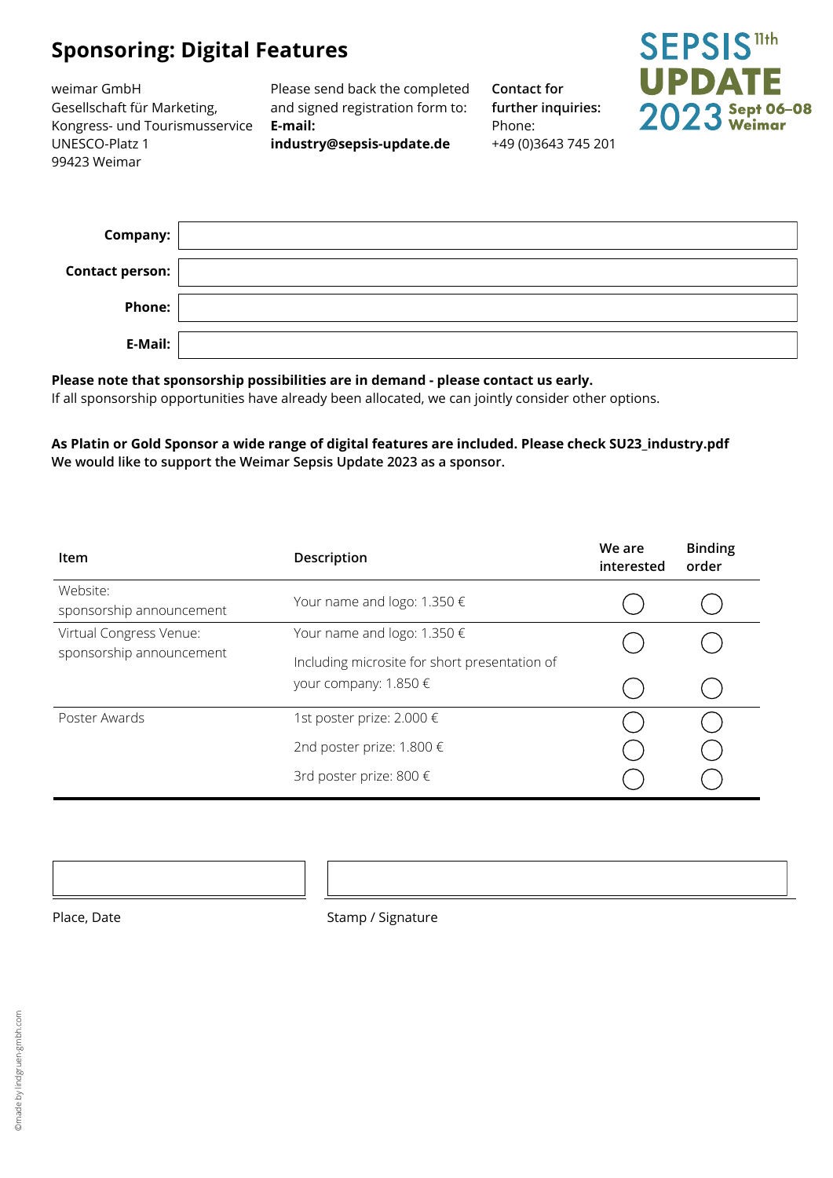# Sponsoring: Digital Features

weimar GmbH
Gesellschaft für Marketing,
Kongress- und Tourismusservice
UNESCO-Platz 1
99423 Weimar

Please send back the completed and signed registration form to:
**E-mail:**
**industry@sepsis-update.de**

**Contact for further inquiries:**
Phone:
+49 (0)3643 745 201

SEPSIS 11th UPDATE 2023 Sept 06–08 Weimar

| | |
|---|---|
| **Company:** | |
| **Contact person:** | |
| **Phone:** | |
| **E-Mail:** | |

**Please note that sponsorship possibilities are in demand - please contact us early.**
If all sponsorship opportunities have already been allocated, we can jointly consider other options.

**As Platin or Gold Sponsor a wide range of digital features are included. Please check SU23_industry.pdf**
**We would like to support the Weimar Sepsis Update 2023 as a sponsor.**

| Item | Description | We are interested | Binding order |
|---|---|---|---|
| Website: sponsorship announcement | Your name and logo: 1.350 € | ◯ | ◯ |
| Virtual Congress Venue: sponsorship announcement | Your name and logo: 1.350 € | ◯ | ◯ |
| | Including microsite for short presentation of your company: 1.850 € | ◯ | ◯ |
| Poster Awards | 1st poster prize: 2.000 € | ◯ | ◯ |
| | 2nd poster prize: 1.800 € | ◯ | ◯ |
| | 3rd poster prize: 800 € | ◯ | ◯ |

Place, Date

Stamp / Signature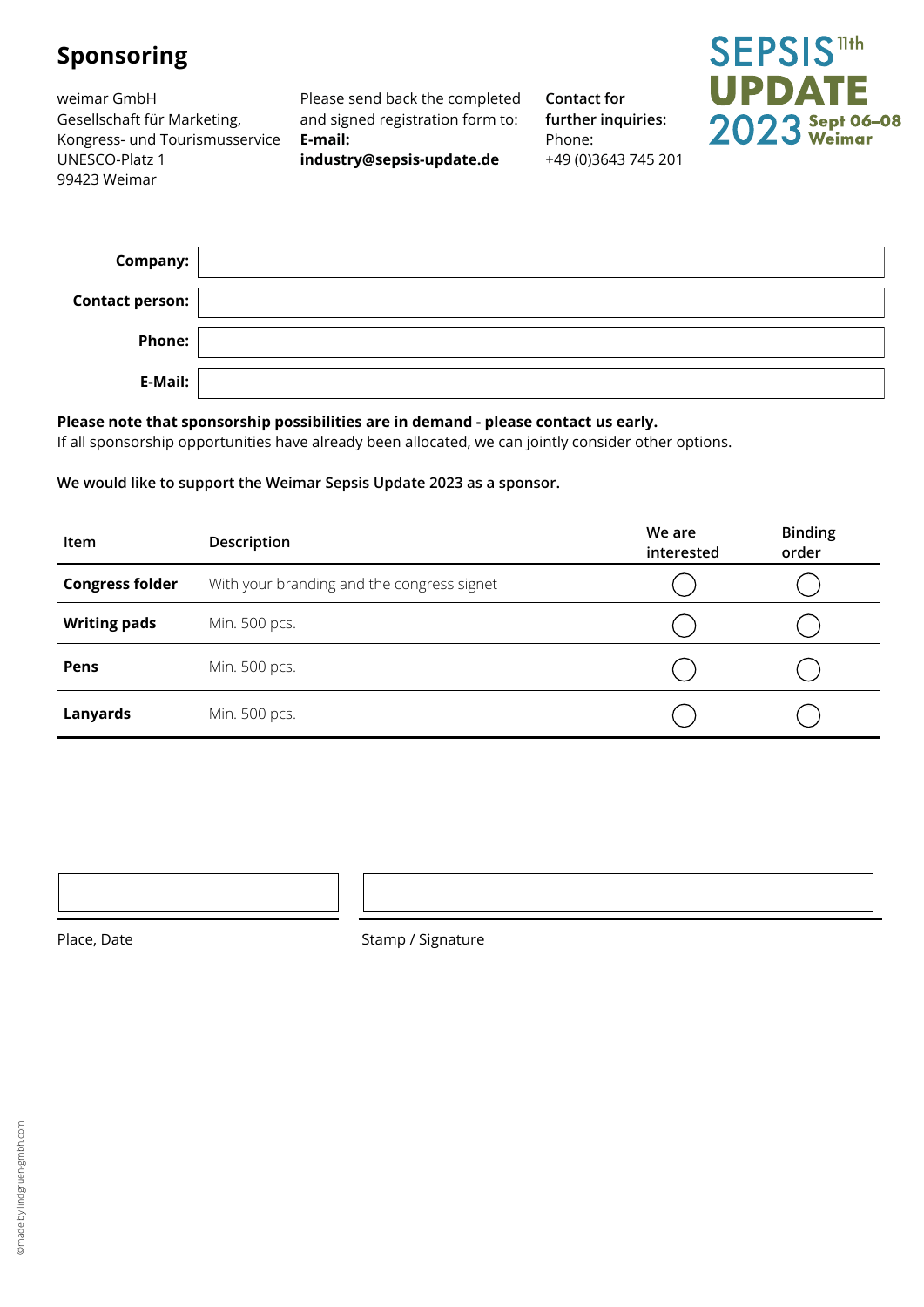## Sponsoring

weimar GmbH
Gesellschaft für Marketing,
Kongress- und Tourismusservice
UNESCO-Platz 1
99423 Weimar

Please send back the completed and signed registration form to:
**E-mail:**
**industry@sepsis-update.de**

**Contact for further inquiries:**
Phone:
+49 (0)3643 745 201

SEPSIS 11th UPDATE 2023 Sept 06–08 Weimar

**Company:**

**Contact person:**

**Phone:**

**E-Mail:**

**Please note that sponsorship possibilities are in demand - please contact us early.**
If all sponsorship opportunities have already been allocated, we can jointly consider other options.

**We would like to support the Weimar Sepsis Update 2023 as a sponsor.**

| Item | Description | We are interested | Binding order |
|---|---|---|---|
| **Congress folder** | With your branding and the congress signet | ◯ | ◯ |
| **Writing pads** | Min. 500 pcs. | ◯ | ◯ |
| **Pens** | Min. 500 pcs. | ◯ | ◯ |
| **Lanyards** | Min. 500 pcs. | ◯ | ◯ |

Place, Date

Stamp / Signature

©made by lindgruen-gmbh.com